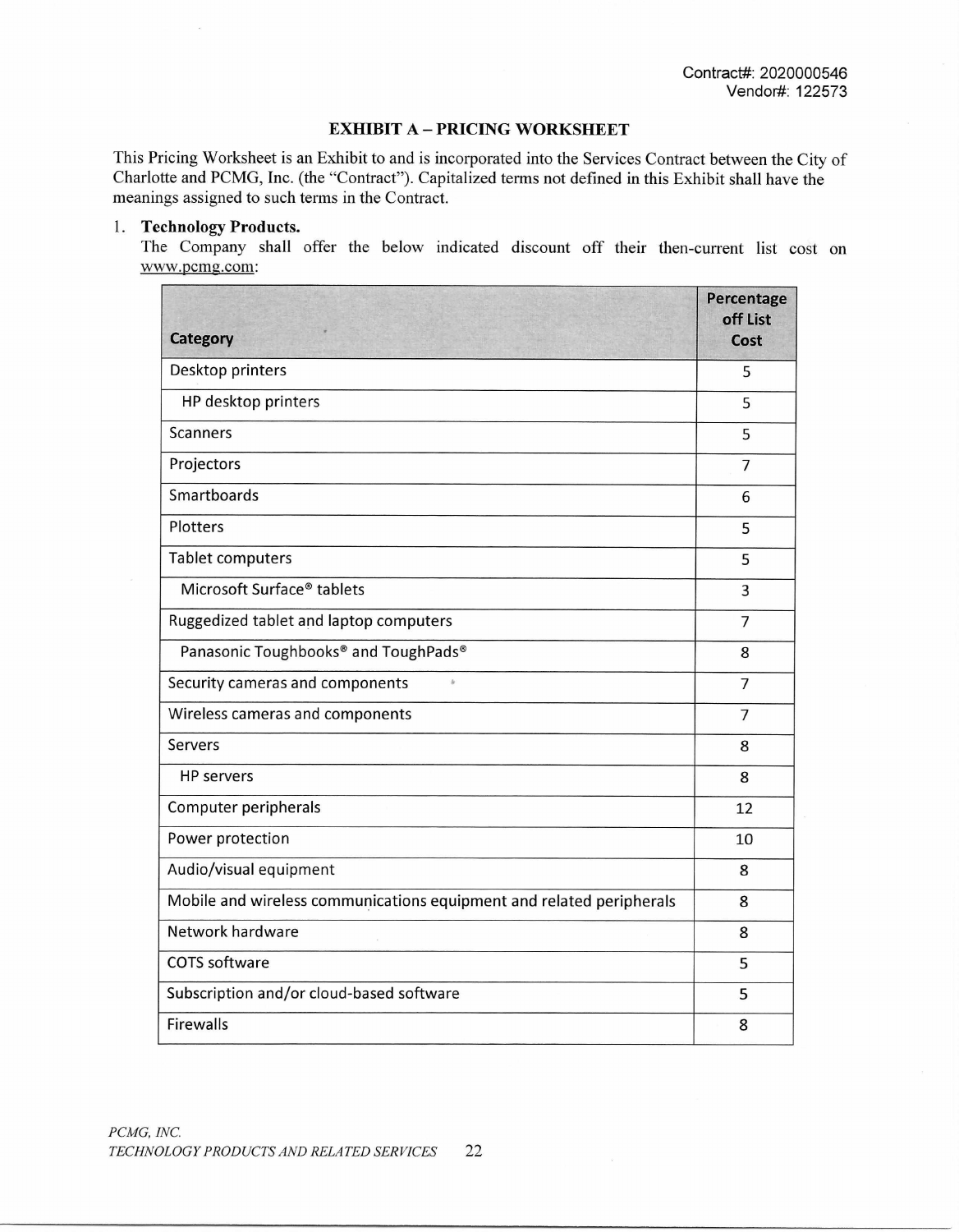Contract#: 2020000546
Vendor#: 122573

## EXHIBIT A – PRICING WORKSHEET

This Pricing Worksheet is an Exhibit to and is incorporated into the Services Contract between the City of Charlotte and PCMG, Inc. (the "Contract"). Capitalized terms not defined in this Exhibit shall have the meanings assigned to such terms in the Contract.

1. **Technology Products.**
   The Company shall offer the below indicated discount off their then-current list cost on www.pcmg.com:

| Category | Percentage off List Cost |
|---|---|
| Desktop printers | 5 |
| HP desktop printers | 5 |
| Scanners | 5 |
| Projectors | 7 |
| Smartboards | 6 |
| Plotters | 5 |
| Tablet computers | 5 |
| Microsoft Surface® tablets | 3 |
| Ruggedized tablet and laptop computers | 7 |
| Panasonic Toughbooks® and ToughPads® | 8 |
| Security cameras and components | 7 |
| Wireless cameras and components | 7 |
| Servers | 8 |
| HP servers | 8 |
| Computer peripherals | 12 |
| Power protection | 10 |
| Audio/visual equipment | 8 |
| Mobile and wireless communications equipment and related peripherals | 8 |
| Network hardware | 8 |
| COTS software | 5 |
| Subscription and/or cloud-based software | 5 |
| Firewalls | 8 |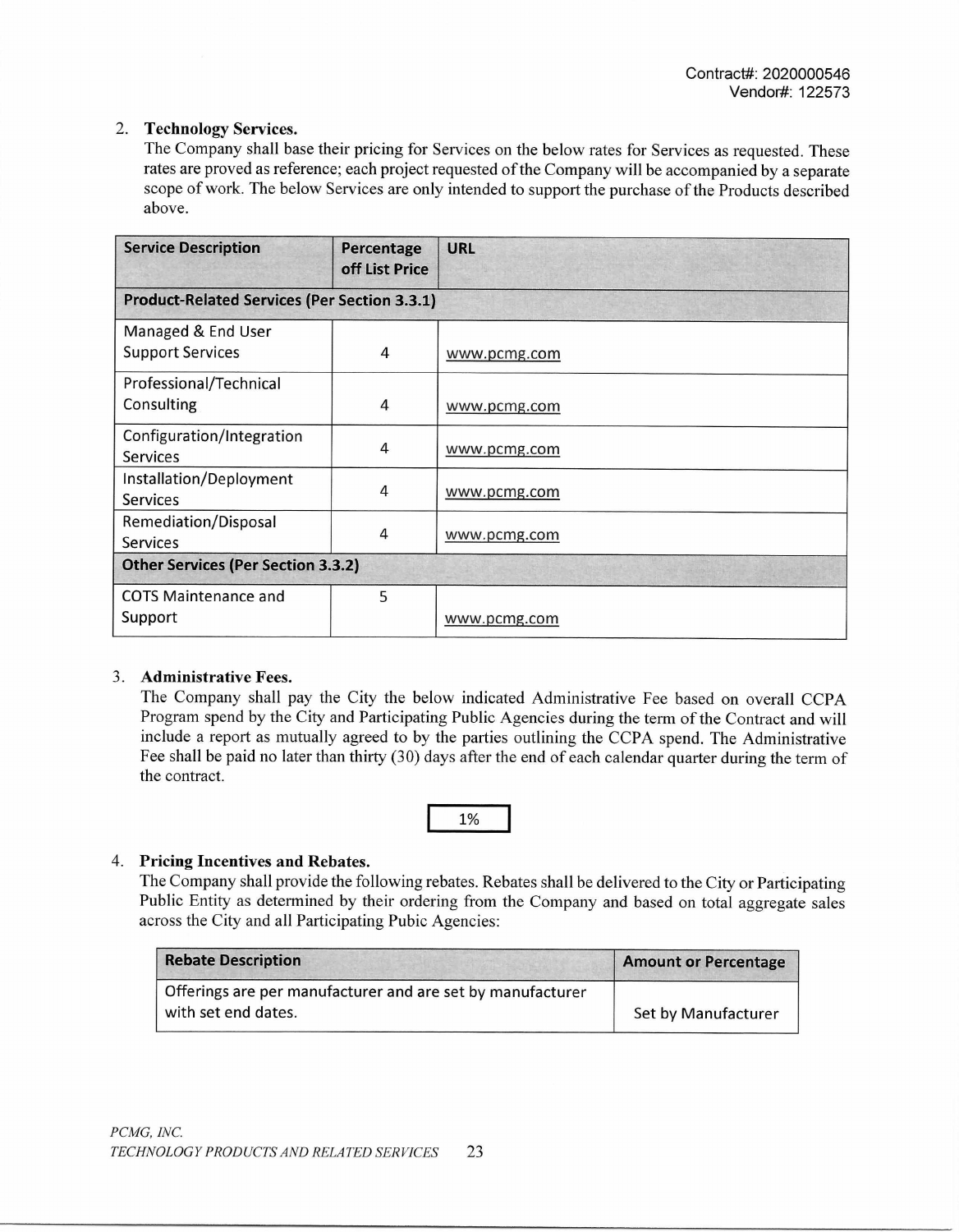Contract#: 2020000546
Vendor#: 122573

2. **Technology Services.**
   The Company shall base their pricing for Services on the below rates for Services as requested. These rates are proved as reference; each project requested of the Company will be accompanied by a separate scope of work. The below Services are only intended to support the purchase of the Products described above.

| Service Description | Percentage off List Price | URL |
|---|---|---|
| **Product-Related Services (Per Section 3.3.1)** | | |
| Managed & End User Support Services | 4 | www.pcmg.com |
| Professional/Technical Consulting | 4 | www.pcmg.com |
| Configuration/Integration Services | 4 | www.pcmg.com |
| Installation/Deployment Services | 4 | www.pcmg.com |
| Remediation/Disposal Services | 4 | www.pcmg.com |
| **Other Services (Per Section 3.3.2)** | | |
| COTS Maintenance and Support | 5 | www.pcmg.com |

3. **Administrative Fees.**
   The Company shall pay the City the below indicated Administrative Fee based on overall CCPA Program spend by the City and Participating Public Agencies during the term of the Contract and will include a report as mutually agreed to by the parties outlining the CCPA spend. The Administrative Fee shall be paid no later than thirty (30) days after the end of each calendar quarter during the term of the contract.

   1%

4. **Pricing Incentives and Rebates.**
   The Company shall provide the following rebates. Rebates shall be delivered to the City or Participating Public Entity as determined by their ordering from the Company and based on total aggregate sales across the City and all Participating Pubic Agencies:

| Rebate Description | Amount or Percentage |
|---|---|
| Offerings are per manufacturer and are set by manufacturer with set end dates. | Set by Manufacturer |

*PCMG, INC.*
*TECHNOLOGY PRODUCTS AND RELATED SERVICES*